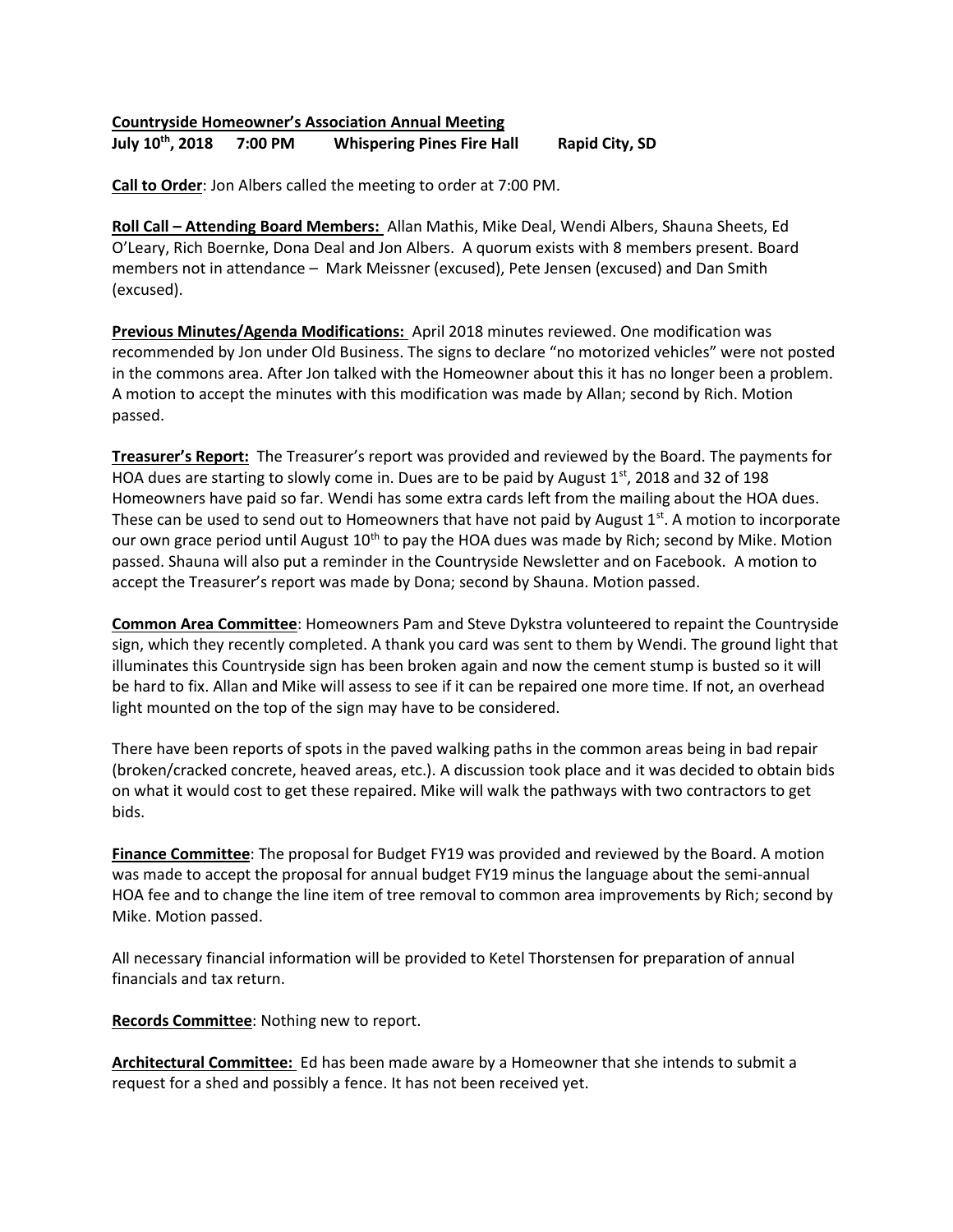**Countryside Homeowner's Association Annual Meeting**
**July 10th, 2018 7:00 PM Whispering Pines Fire Hall Rapid City, SD**

**Call to Order**: Jon Albers called the meeting to order at 7:00 PM.

**Roll Call – Attending Board Members:** Allan Mathis, Mike Deal, Wendi Albers, Shauna Sheets, Ed O'Leary, Rich Boernke, Dona Deal and Jon Albers. A quorum exists with 8 members present. Board members not in attendance – Mark Meissner (excused), Pete Jensen (excused) and Dan Smith (excused).

**Previous Minutes/Agenda Modifications:** April 2018 minutes reviewed. One modification was recommended by Jon under Old Business. The signs to declare "no motorized vehicles" were not posted in the commons area. After Jon talked with the Homeowner about this it has no longer been a problem. A motion to accept the minutes with this modification was made by Allan; second by Rich. Motion passed.

**Treasurer's Report:** The Treasurer's report was provided and reviewed by the Board. The payments for HOA dues are starting to slowly come in. Dues are to be paid by August 1st, 2018 and 32 of 198 Homeowners have paid so far. Wendi has some extra cards left from the mailing about the HOA dues. These can be used to send out to Homeowners that have not paid by August 1st. A motion to incorporate our own grace period until August 10th to pay the HOA dues was made by Rich; second by Mike. Motion passed. Shauna will also put a reminder in the Countryside Newsletter and on Facebook. A motion to accept the Treasurer's report was made by Dona; second by Shauna. Motion passed.

**Common Area Committee**: Homeowners Pam and Steve Dykstra volunteered to repaint the Countryside sign, which they recently completed. A thank you card was sent to them by Wendi. The ground light that illuminates this Countryside sign has been broken again and now the cement stump is busted so it will be hard to fix. Allan and Mike will assess to see if it can be repaired one more time. If not, an overhead light mounted on the top of the sign may have to be considered.

There have been reports of spots in the paved walking paths in the common areas being in bad repair (broken/cracked concrete, heaved areas, etc.). A discussion took place and it was decided to obtain bids on what it would cost to get these repaired. Mike will walk the pathways with two contractors to get bids.

**Finance Committee**: The proposal for Budget FY19 was provided and reviewed by the Board. A motion was made to accept the proposal for annual budget FY19 minus the language about the semi-annual HOA fee and to change the line item of tree removal to common area improvements by Rich; second by Mike. Motion passed.

All necessary financial information will be provided to Ketel Thorstensen for preparation of annual financials and tax return.

**Records Committee**: Nothing new to report.

**Architectural Committee:** Ed has been made aware by a Homeowner that she intends to submit a request for a shed and possibly a fence. It has not been received yet.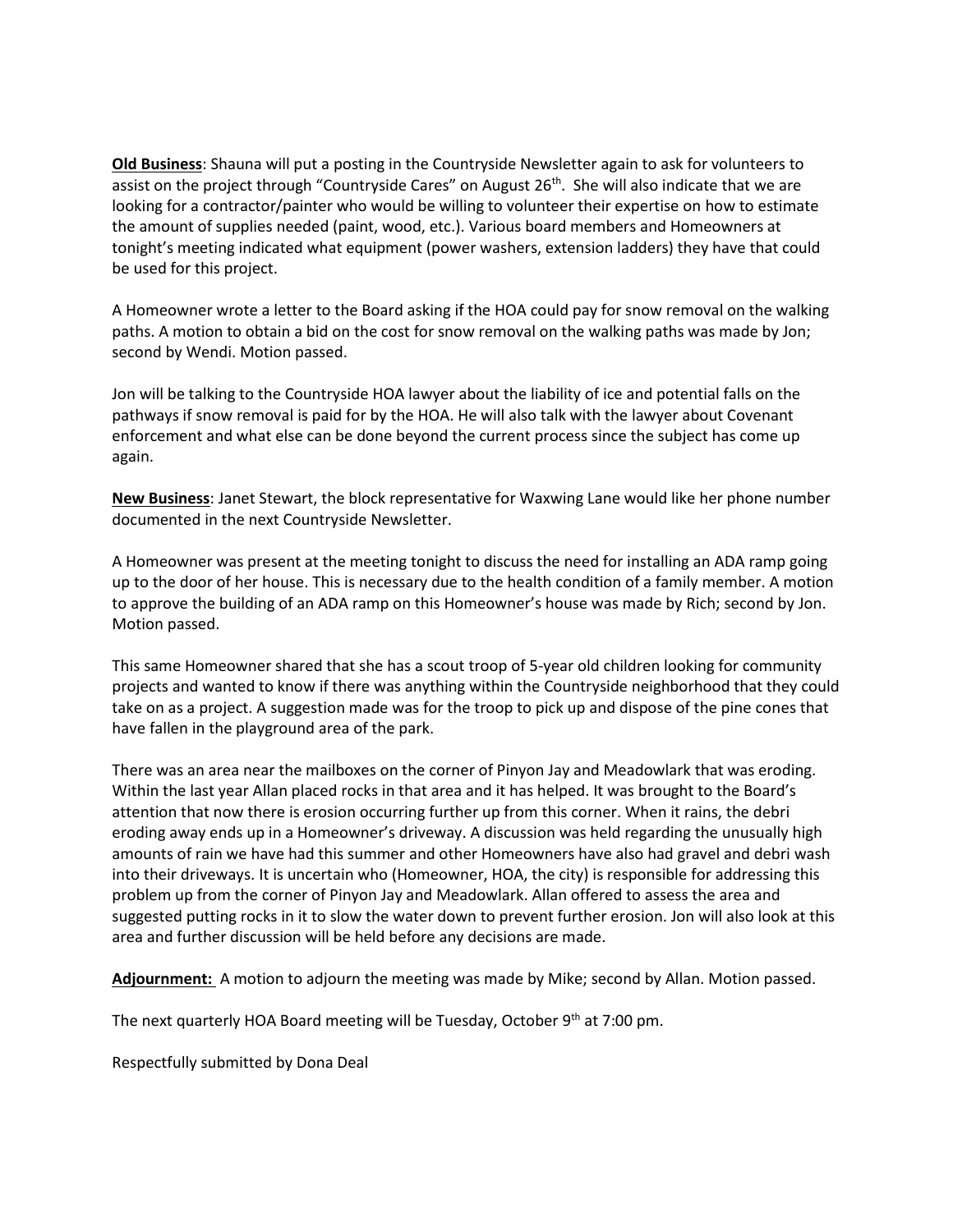**Old Business**: Shauna will put a posting in the Countryside Newsletter again to ask for volunteers to assist on the project through "Countryside Cares" on August 26th. She will also indicate that we are looking for a contractor/painter who would be willing to volunteer their expertise on how to estimate the amount of supplies needed (paint, wood, etc.). Various board members and Homeowners at tonight's meeting indicated what equipment (power washers, extension ladders) they have that could be used for this project.

A Homeowner wrote a letter to the Board asking if the HOA could pay for snow removal on the walking paths. A motion to obtain a bid on the cost for snow removal on the walking paths was made by Jon; second by Wendi. Motion passed.

Jon will be talking to the Countryside HOA lawyer about the liability of ice and potential falls on the pathways if snow removal is paid for by the HOA. He will also talk with the lawyer about Covenant enforcement and what else can be done beyond the current process since the subject has come up again.

**New Business**: Janet Stewart, the block representative for Waxwing Lane would like her phone number documented in the next Countryside Newsletter.

A Homeowner was present at the meeting tonight to discuss the need for installing an ADA ramp going up to the door of her house. This is necessary due to the health condition of a family member. A motion to approve the building of an ADA ramp on this Homeowner's house was made by Rich; second by Jon. Motion passed.

This same Homeowner shared that she has a scout troop of 5-year old children looking for community projects and wanted to know if there was anything within the Countryside neighborhood that they could take on as a project. A suggestion made was for the troop to pick up and dispose of the pine cones that have fallen in the playground area of the park.

There was an area near the mailboxes on the corner of Pinyon Jay and Meadowlark that was eroding. Within the last year Allan placed rocks in that area and it has helped. It was brought to the Board's attention that now there is erosion occurring further up from this corner. When it rains, the debri eroding away ends up in a Homeowner's driveway. A discussion was held regarding the unusually high amounts of rain we have had this summer and other Homeowners have also had gravel and debri wash into their driveways. It is uncertain who (Homeowner, HOA, the city) is responsible for addressing this problem up from the corner of Pinyon Jay and Meadowlark. Allan offered to assess the area and suggested putting rocks in it to slow the water down to prevent further erosion. Jon will also look at this area and further discussion will be held before any decisions are made.

**Adjournment:** A motion to adjourn the meeting was made by Mike; second by Allan. Motion passed.

The next quarterly HOA Board meeting will be Tuesday, October 9th at 7:00 pm.

Respectfully submitted by Dona Deal